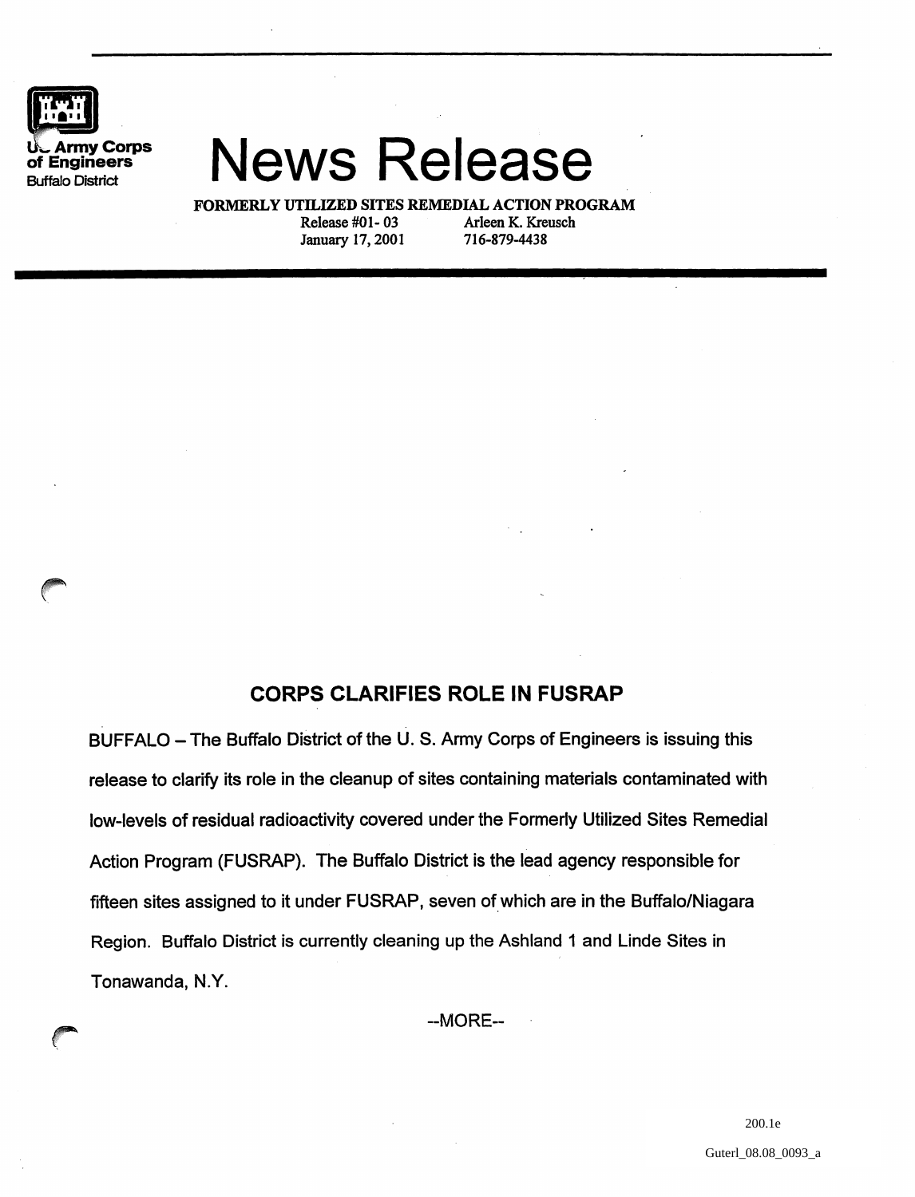U.S. Army Corps of Engineers
Buffalo District

# News Release

**FORMERLY UTILIZED SITES REMEDIAL ACTION PROGRAM**

Release #01- 03 Arleen K. Kreusch
January 17, 2001 716-879-4438

## CORPS CLARIFIES ROLE IN FUSRAP

BUFFALO – The Buffalo District of the U. S. Army Corps of Engineers is issuing this release to clarify its role in the cleanup of sites containing materials contaminated with low-levels of residual radioactivity covered under the Formerly Utilized Sites Remedial Action Program (FUSRAP). The Buffalo District is the lead agency responsible for fifteen sites assigned to it under FUSRAP, seven of which are in the Buffalo/Niagara Region. Buffalo District is currently cleaning up the Ashland 1 and Linde Sites in Tonawanda, N.Y.

--MORE--

200.1e

Guterl_08.08_0093_a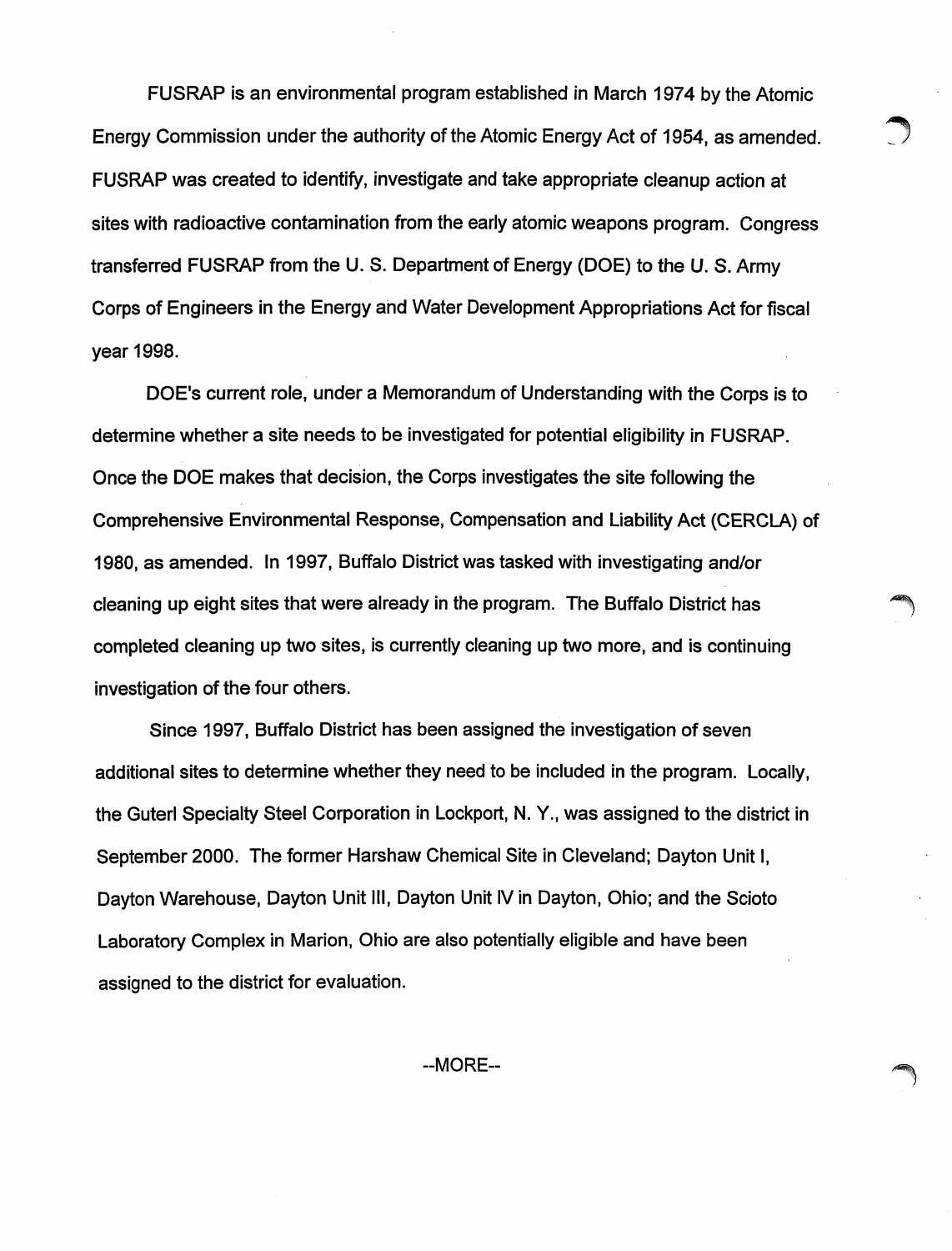FUSRAP is an environmental program established in March 1974 by the Atomic Energy Commission under the authority of the Atomic Energy Act of 1954, as amended. FUSRAP was created to identify, investigate and take appropriate cleanup action at sites with radioactive contamination from the early atomic weapons program. Congress transferred FUSRAP from the U. S. Department of Energy (DOE) to the U. S. Army Corps of Engineers in the Energy and Water Development Appropriations Act for fiscal year 1998.

DOE's current role, under a Memorandum of Understanding with the Corps is to determine whether a site needs to be investigated for potential eligibility in FUSRAP. Once the DOE makes that decision, the Corps investigates the site following the Comprehensive Environmental Response, Compensation and Liability Act (CERCLA) of 1980, as amended. In 1997, Buffalo District was tasked with investigating and/or cleaning up eight sites that were already in the program. The Buffalo District has completed cleaning up two sites, is currently cleaning up two more, and is continuing investigation of the four others.

Since 1997, Buffalo District has been assigned the investigation of seven additional sites to determine whether they need to be included in the program. Locally, the Guterl Specialty Steel Corporation in Lockport, N. Y., was assigned to the district in September 2000. The former Harshaw Chemical Site in Cleveland; Dayton Unit I, Dayton Warehouse, Dayton Unit III, Dayton Unit IV in Dayton, Ohio; and the Scioto Laboratory Complex in Marion, Ohio are also potentially eligible and have been assigned to the district for evaluation.

--MORE--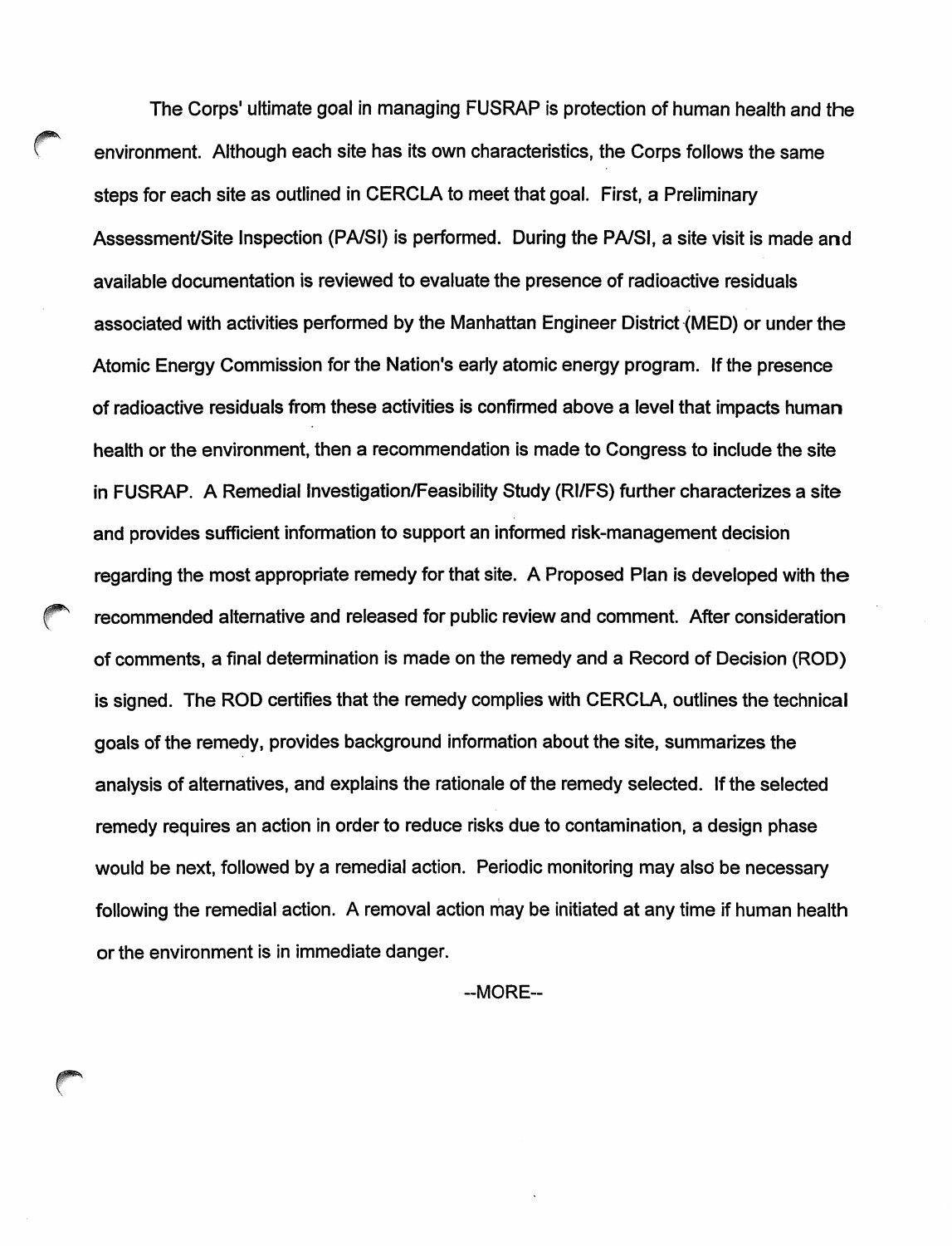The Corps' ultimate goal in managing FUSRAP is protection of human health and the environment. Although each site has its own characteristics, the Corps follows the same steps for each site as outlined in CERCLA to meet that goal. First, a Preliminary Assessment/Site Inspection (PA/SI) is performed. During the PA/SI, a site visit is made and available documentation is reviewed to evaluate the presence of radioactive residuals associated with activities performed by the Manhattan Engineer District (MED) or under the Atomic Energy Commission for the Nation's early atomic energy program. If the presence of radioactive residuals from these activities is confirmed above a level that impacts human health or the environment, then a recommendation is made to Congress to include the site in FUSRAP. A Remedial Investigation/Feasibility Study (RI/FS) further characterizes a site and provides sufficient information to support an informed risk-management decision regarding the most appropriate remedy for that site. A Proposed Plan is developed with the recommended alternative and released for public review and comment. After consideration of comments, a final determination is made on the remedy and a Record of Decision (ROD) is signed. The ROD certifies that the remedy complies with CERCLA, outlines the technical goals of the remedy, provides background information about the site, summarizes the analysis of alternatives, and explains the rationale of the remedy selected. If the selected remedy requires an action in order to reduce risks due to contamination, a design phase would be next, followed by a remedial action. Periodic monitoring may also be necessary following the remedial action. A removal action may be initiated at any time if human health or the environment is in immediate danger.

--MORE--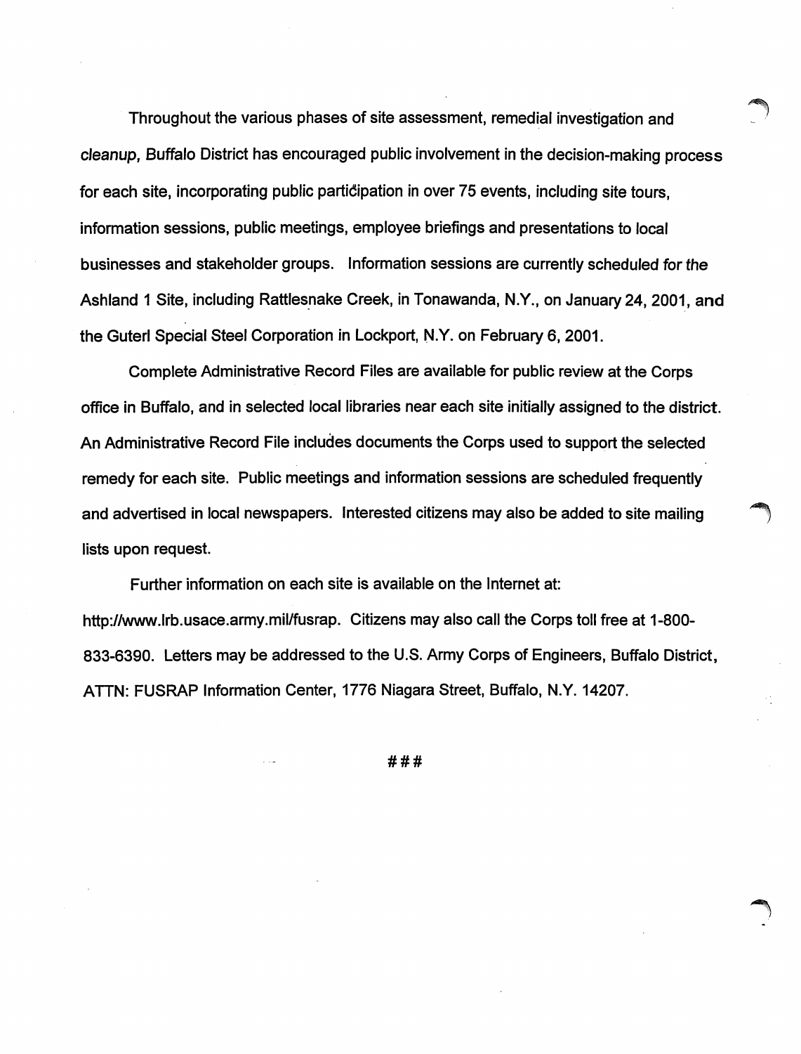Throughout the various phases of site assessment, remedial investigation and *cleanup*, Buffalo District has encouraged public involvement in the decision-making process for each site, incorporating public participation in over 75 events, including site tours, information sessions, public meetings, employee briefings and presentations to local businesses and stakeholder groups. Information sessions are currently scheduled for the Ashland 1 Site, including Rattlesnake Creek, in Tonawanda, N.Y., on January 24, 2001, and the Guterl Special Steel Corporation in Lockport, N.Y. on February 6, 2001.

Complete Administrative Record Files are available for public review at the Corps office in Buffalo, and in selected local libraries near each site initially assigned to the district. An Administrative Record File includes documents the Corps used to support the selected remedy for each site. Public meetings and information sessions are scheduled frequently and advertised in local newspapers. Interested citizens may also be added to site mailing lists upon request.

Further information on each site is available on the Internet at: http://www.lrb.usace.army.mil/fusrap. Citizens may also call the Corps toll free at 1-800-833-6390. Letters may be addressed to the U.S. Army Corps of Engineers, Buffalo District, ATTN: FUSRAP Information Center, 1776 Niagara Street, Buffalo, N.Y. 14207.

###